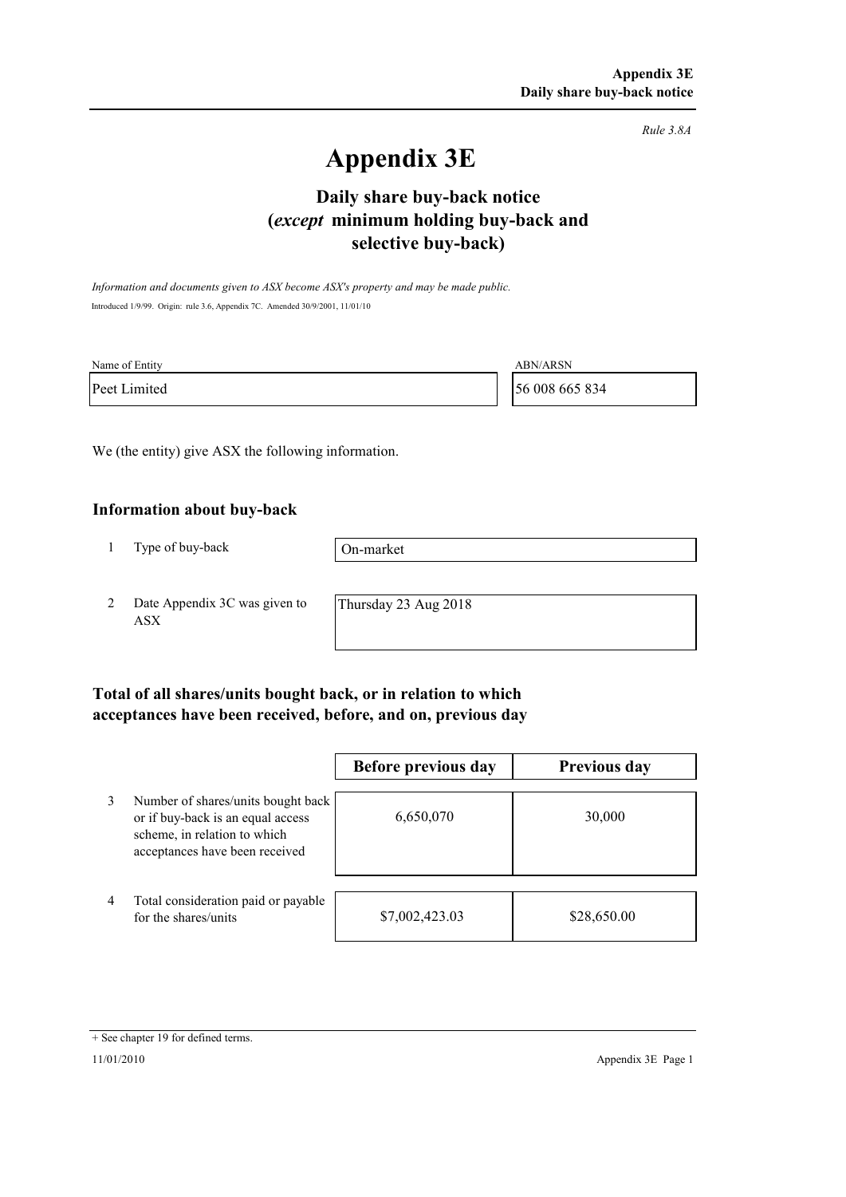Rule 3.8A

# Appendix 3E

## Daily share buy-back notice (*except* minimum holding buy-back and selective buy-back)

*Information and documents given to ASX become ASX's property and may be made public.*

Introduced 1/9/99. Origin: rule 3.6, Appendix 7C. Amended 30/9/2001, 11/01/10

| Name of Entity | ABN/ARSN |
|---|---|
| Peet Limited | 56 008 665 834 |

We (the entity) give ASX the following information.

### Information about buy-back

| | | |
|---|---|---|
| 1 | Type of buy-back | On-market |
| 2 | Date Appendix 3C was given to ASX | Thursday 23 Aug 2018 |

### Total of all shares/units bought back, or in relation to which acceptances have been received, before, and on, previous day

| | | Before previous day | Previous day |
|---|---|---|---|
| 3 | Number of shares/units bought back or if buy-back is an equal access scheme, in relation to which acceptances have been received | 6,650,070 | 30,000 |
| 4 | Total consideration paid or payable for the shares/units | $7,002,423.03 | $28,650.00 |

+ See chapter 19 for defined terms.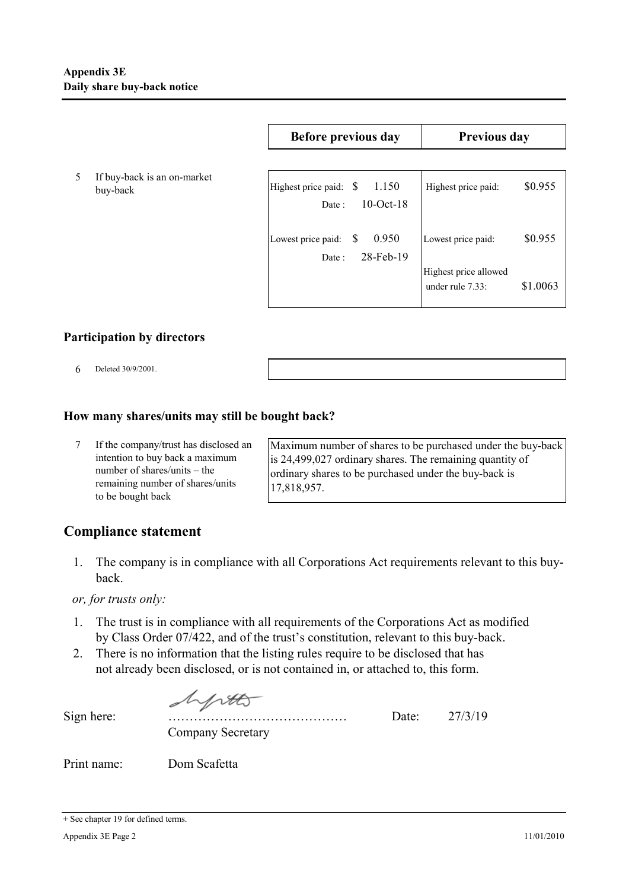**Appendix 3E**
**Daily share buy-back notice**

| | | Before previous day | Previous day |
|---|---|---|---|
| 5 | If buy-back is an on-market buy-back | Highest price paid: $ 1.150<br>Date : 10-Oct-18<br><br>Lowest price paid: $ 0.950<br>Date : 28-Feb-19 | Highest price paid: $0.955<br><br>Lowest price paid: $0.955<br><br>Highest price allowed under rule 7.33: $1.0063 |

## Participation by directors

| | | |
|---|---|---|
| 6 | Deleted 30/9/2001. | |

## How many shares/units may still be bought back?

| | | |
|---|---|---|
| 7 | If the company/trust has disclosed an intention to buy back a maximum number of shares/units – the remaining number of shares/units to be bought back | Maximum number of shares to be purchased under the buy-back is 24,499,027 ordinary shares. The remaining quantity of ordinary shares to be purchased under the buy-back is 17,818,957. |

## Compliance statement

1. The company is in compliance with all Corporations Act requirements relevant to this buy-back.

*or, for trusts only:*

1. The trust is in compliance with all requirements of the Corporations Act as modified by Class Order 07/422, and of the trust's constitution, relevant to this buy-back.
2. There is no information that the listing rules require to be disclosed that has not already been disclosed, or is not contained in, or attached to, this form.

Sign here: ……………………………………… Date: 27/3/19
Company Secretary

Print name: Dom Scafetta

+ See chapter 19 for defined terms.